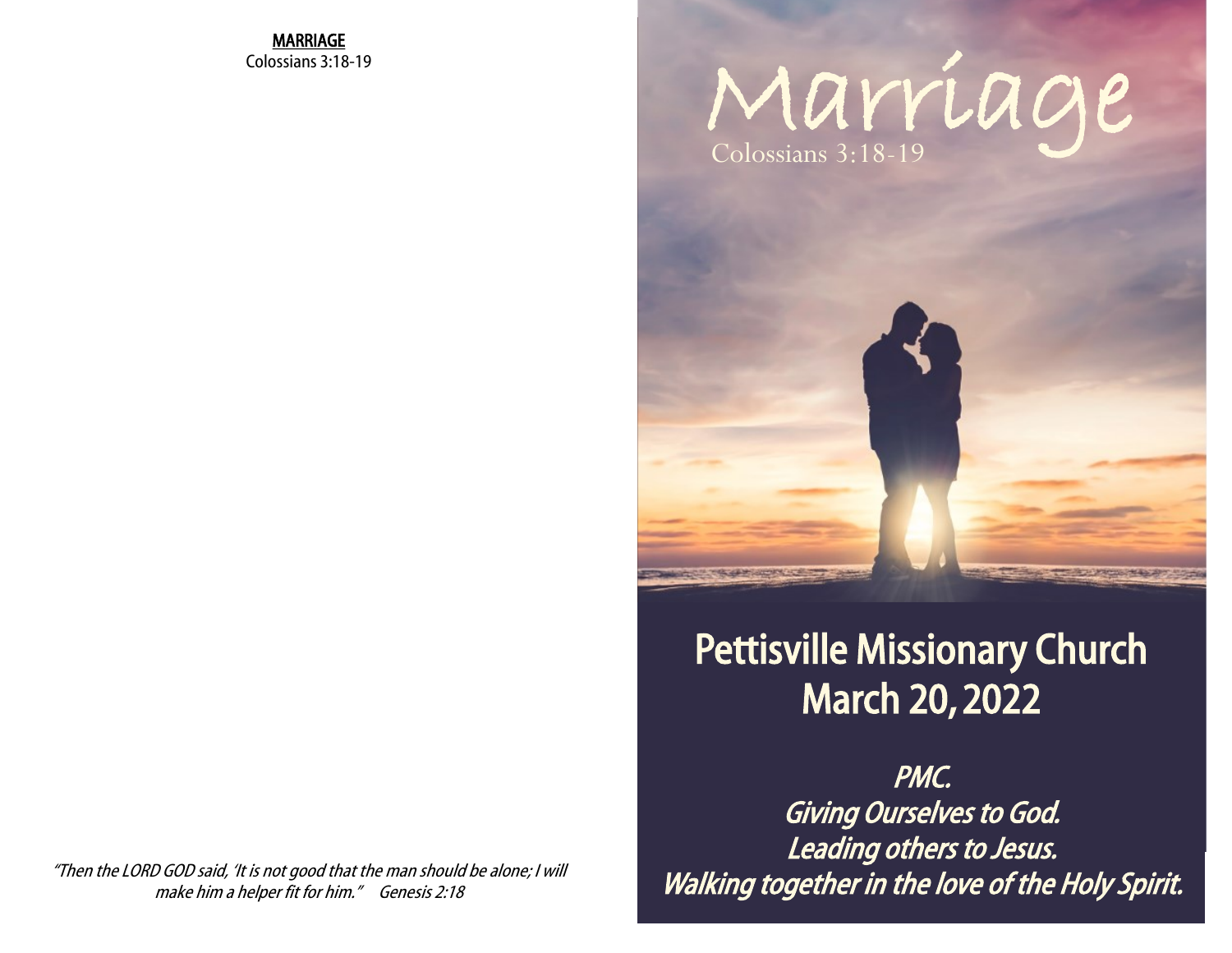**MARRIAGE**
Colossians 3:18-19

*"Then the LORD GOD said, 'It is not good that the man should be alone; I will make him a helper fit for him." Genesis 2:18*

# Marriage

Colossians 3:18-19

## Pettisville Missionary Church
## March 20, 2022

*PMC.*
*Giving Ourselves to God.*
*Leading others to Jesus.*
*Walking together in the love of the Holy Spirit.*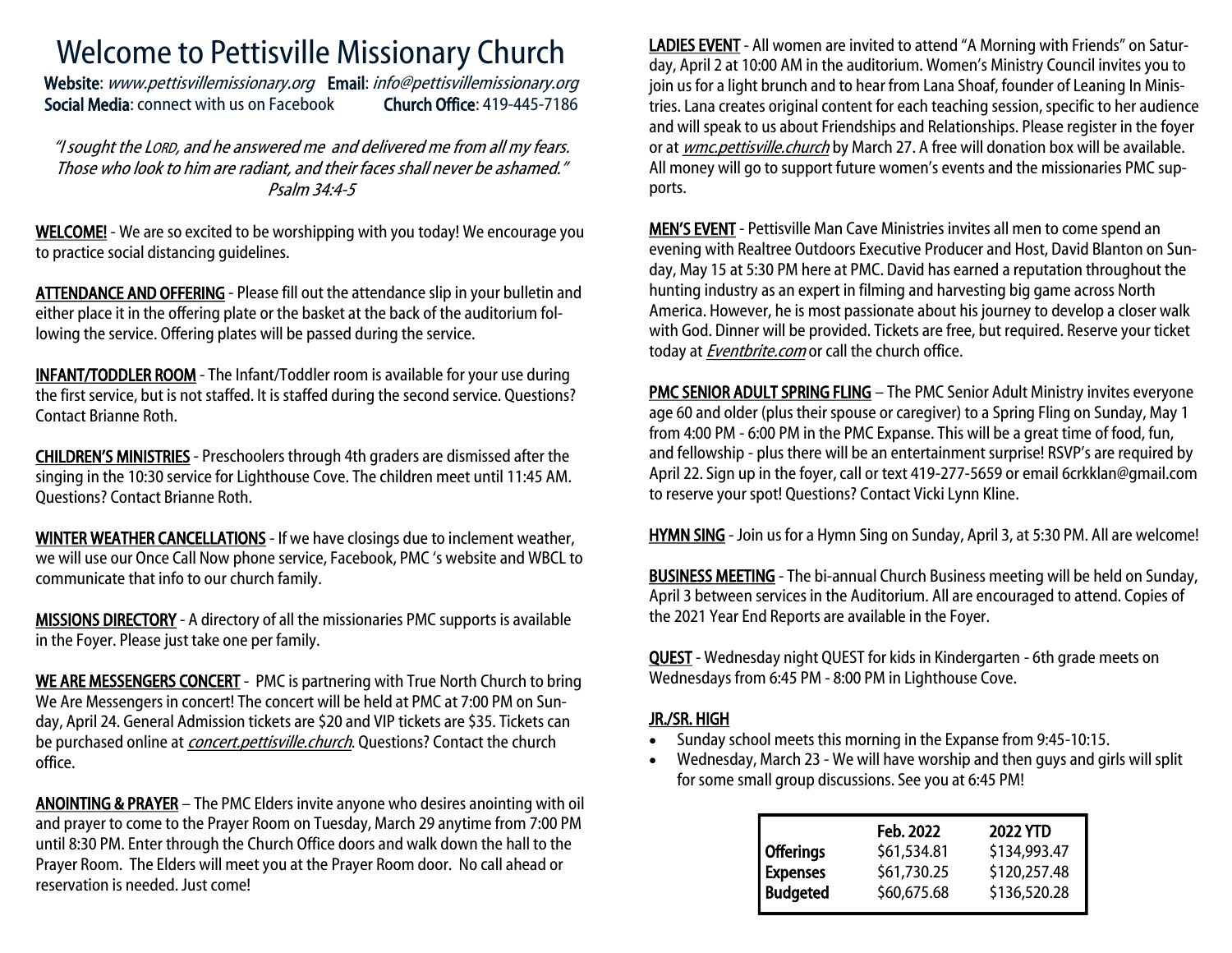# Welcome to Pettisville Missionary Church

**Website**: *www.pettisvillemissionary.org* **Email**: *info@pettisvillemissionary.org*
**Social Media**: connect with us on Facebook **Church Office**: 419-445-7186

*"I sought the LORD, and he answered me and delivered me from all my fears. Those who look to him are radiant, and their faces shall never be ashamed." Psalm 34:4-5*

**WELCOME!** - We are so excited to be worshipping with you today! We encourage you to practice social distancing guidelines.

**ATTENDANCE AND OFFERING** - Please fill out the attendance slip in your bulletin and either place it in the offering plate or the basket at the back of the auditorium following the service. Offering plates will be passed during the service.

**INFANT/TODDLER ROOM** - The Infant/Toddler room is available for your use during the first service, but is not staffed. It is staffed during the second service. Questions? Contact Brianne Roth.

**CHILDREN'S MINISTRIES** - Preschoolers through 4th graders are dismissed after the singing in the 10:30 service for Lighthouse Cove. The children meet until 11:45 AM. Questions? Contact Brianne Roth.

**WINTER WEATHER CANCELLATIONS** - If we have closings due to inclement weather, we will use our Once Call Now phone service, Facebook, PMC 's website and WBCL to communicate that info to our church family.

**MISSIONS DIRECTORY** - A directory of all the missionaries PMC supports is available in the Foyer. Please just take one per family.

**WE ARE MESSENGERS CONCERT** - PMC is partnering with True North Church to bring We Are Messengers in concert! The concert will be held at PMC at 7:00 PM on Sunday, April 24. General Admission tickets are $20 and VIP tickets are $35. Tickets can be purchased online at *concert.pettisville.church*. Questions? Contact the church office.

**ANOINTING & PRAYER** – The PMC Elders invite anyone who desires anointing with oil and prayer to come to the Prayer Room on Tuesday, March 29 anytime from 7:00 PM until 8:30 PM. Enter through the Church Office doors and walk down the hall to the Prayer Room. The Elders will meet you at the Prayer Room door. No call ahead or reservation is needed. Just come!

**LADIES EVENT** - All women are invited to attend "A Morning with Friends" on Saturday, April 2 at 10:00 AM in the auditorium. Women's Ministry Council invites you to join us for a light brunch and to hear from Lana Shoaf, founder of Leaning In Ministries. Lana creates original content for each teaching session, specific to her audience and will speak to us about Friendships and Relationships. Please register in the foyer or at *wmc.pettisville.church* by March 27. A free will donation box will be available. All money will go to support future women's events and the missionaries PMC supports.

**MEN'S EVENT** - Pettisville Man Cave Ministries invites all men to come spend an evening with Realtree Outdoors Executive Producer and Host, David Blanton on Sunday, May 15 at 5:30 PM here at PMC. David has earned a reputation throughout the hunting industry as an expert in filming and harvesting big game across North America. However, he is most passionate about his journey to develop a closer walk with God. Dinner will be provided. Tickets are free, but required. Reserve your ticket today at *Eventbrite.com* or call the church office.

**PMC SENIOR ADULT SPRING FLING** – The PMC Senior Adult Ministry invites everyone age 60 and older (plus their spouse or caregiver) to a Spring Fling on Sunday, May 1 from 4:00 PM - 6:00 PM in the PMC Expanse. This will be a great time of food, fun, and fellowship - plus there will be an entertainment surprise! RSVP's are required by April 22. Sign up in the foyer, call or text 419-277-5659 or email 6crkklan@gmail.com to reserve your spot! Questions? Contact Vicki Lynn Kline.

**HYMN SING** - Join us for a Hymn Sing on Sunday, April 3, at 5:30 PM. All are welcome!

**BUSINESS MEETING** - The bi-annual Church Business meeting will be held on Sunday, April 3 between services in the Auditorium. All are encouraged to attend. Copies of the 2021 Year End Reports are available in the Foyer.

**QUEST** - Wednesday night QUEST for kids in Kindergarten - 6th grade meets on Wednesdays from 6:45 PM - 8:00 PM in Lighthouse Cove.

**JR./SR. HIGH**

- Sunday school meets this morning in the Expanse from 9:45-10:15.
- Wednesday, March 23 - We will have worship and then guys and girls will split for some small group discussions. See you at 6:45 PM!

| | Feb. 2022 | 2022 YTD |
|---|---|---|
| **Offerings** | $61,534.81 | $134,993.47 |
| **Expenses** | $61,730.25 | $120,257.48 |
| **Budgeted** | $60,675.68 | $136,520.28 |